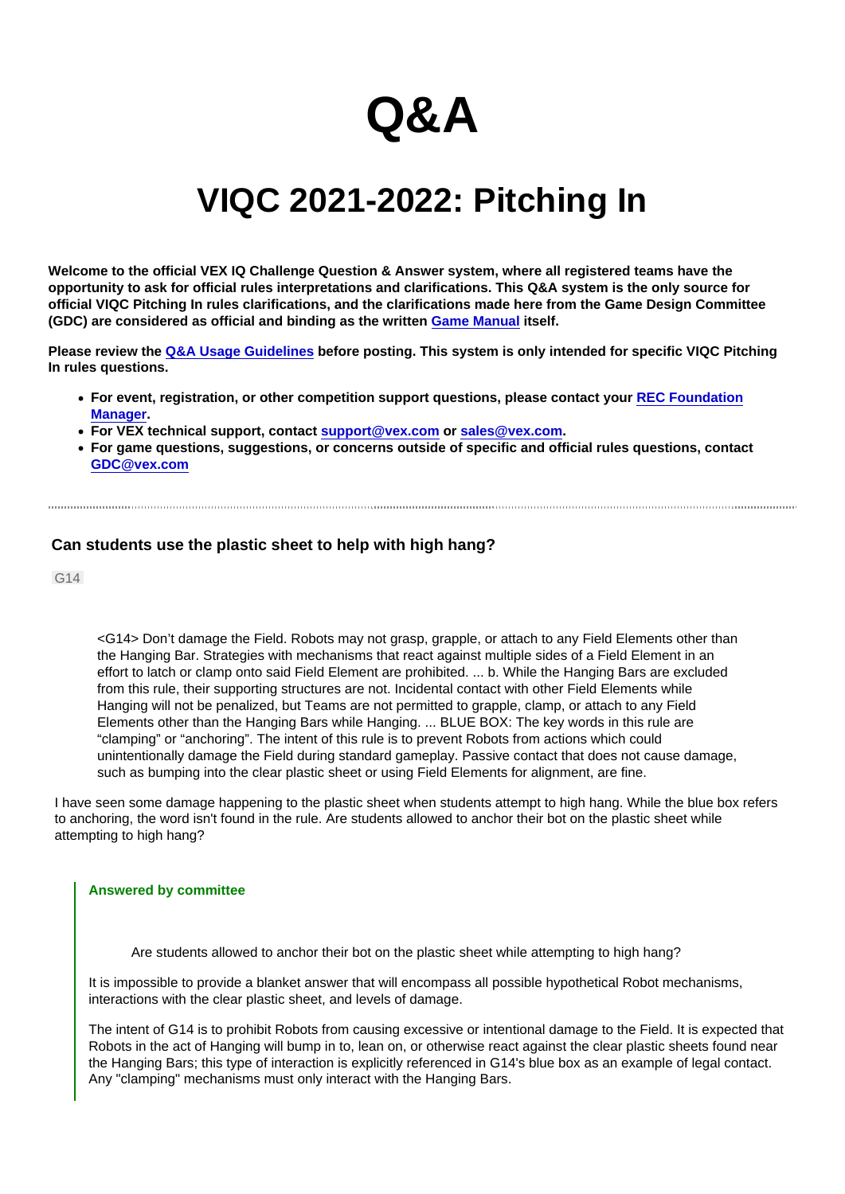# Q&A

# VIQC 2021-2022: Pitching In

**Welcome to the official VEX IQ Challenge Question & Answer system, where all registered teams have the opportunity to ask for official rules interpretations and clarifications. This Q&A system is the only source for official VIQC Pitching In rules clarifications, and the clarifications made here from the Game Design Committee (GDC) are considered as official and binding as the written [Game Manual](#) itself.**

**Please review the [Q&A Usage Guidelines](#) before posting. This system is only intended for specific VIQC Pitching In rules questions.**

- **For event, registration, or other competition support questions, please contact your [REC Foundation Manager](#).**
- **For VEX technical support, contact [support@vex.com](mailto:support@vex.com) or [sales@vex.com](mailto:sales@vex.com).**
- **For game questions, suggestions, or concerns outside of specific and official rules questions, contact [GDC@vex.com](mailto:GDC@vex.com)**

---

### Can students use the plastic sheet to help with high hang?

G14

> <G14> Don't damage the Field. Robots may not grasp, grapple, or attach to any Field Elements other than the Hanging Bar. Strategies with mechanisms that react against multiple sides of a Field Element in an effort to latch or clamp onto said Field Element are prohibited. ... b. While the Hanging Bars are excluded from this rule, their supporting structures are not. Incidental contact with other Field Elements while Hanging will not be penalized, but Teams are not permitted to grapple, clamp, or attach to any Field Elements other than the Hanging Bars while Hanging. ... BLUE BOX: The key words in this rule are "clamping" or "anchoring". The intent of this rule is to prevent Robots from actions which could unintentionally damage the Field during standard gameplay. Passive contact that does not cause damage, such as bumping into the clear plastic sheet or using Field Elements for alignment, are fine.

I have seen some damage happening to the plastic sheet when students attempt to high hang. While the blue box refers to anchoring, the word isn't found in the rule. Are students allowed to anchor their bot on the plastic sheet while attempting to high hang?

**Answered by committee**

> Are students allowed to anchor their bot on the plastic sheet while attempting to high hang?

It is impossible to provide a blanket answer that will encompass all possible hypothetical Robot mechanisms, interactions with the clear plastic sheet, and levels of damage.

The intent of G14 is to prohibit Robots from causing excessive or intentional damage to the Field. It is expected that Robots in the act of Hanging will bump in to, lean on, or otherwise react against the clear plastic sheets found near the Hanging Bars; this type of interaction is explicitly referenced in G14's blue box as an example of legal contact. Any "clamping" mechanisms must only interact with the Hanging Bars.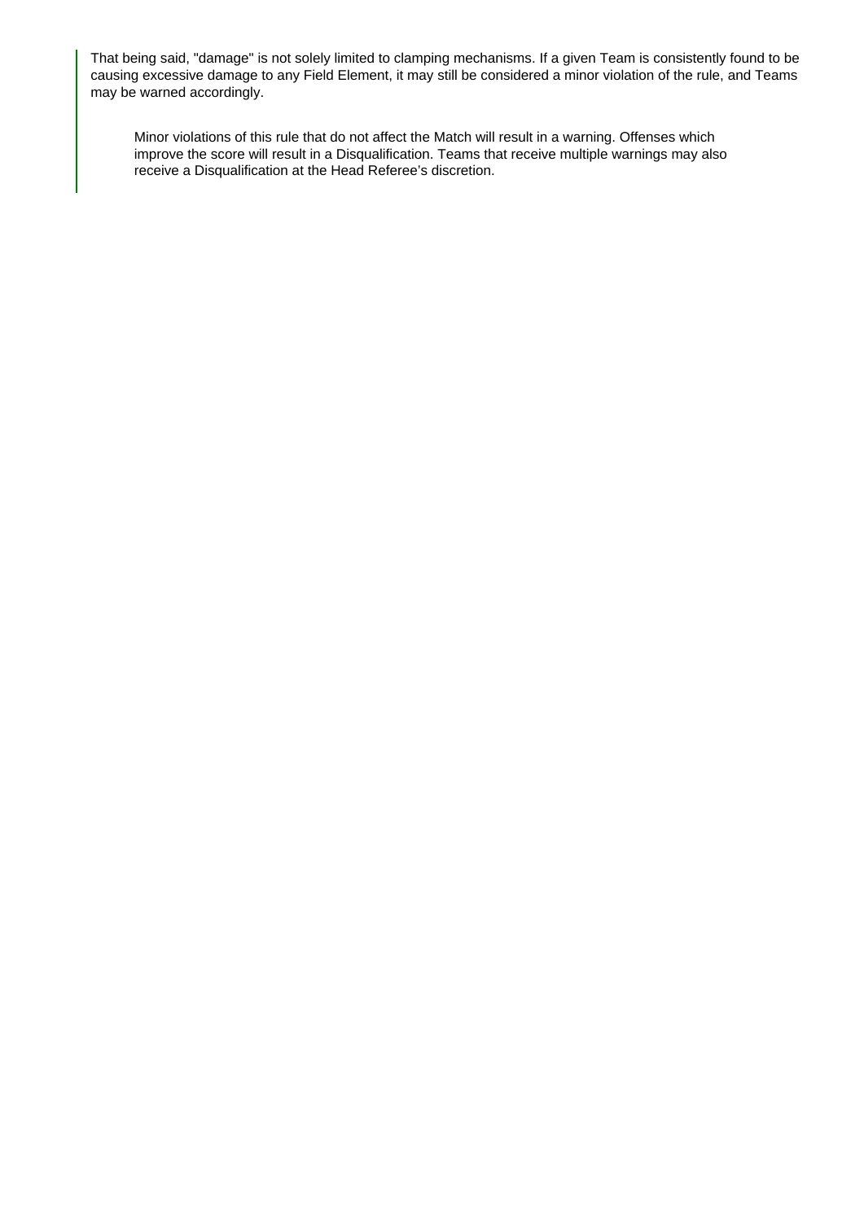That being said, "damage" is not solely limited to clamping mechanisms. If a given Team is consistently found to be causing excessive damage to any Field Element, it may still be considered a minor violation of the rule, and Teams may be warned accordingly.

> Minor violations of this rule that do not affect the Match will result in a warning. Offenses which improve the score will result in a Disqualification. Teams that receive multiple warnings may also receive a Disqualification at the Head Referee's discretion.